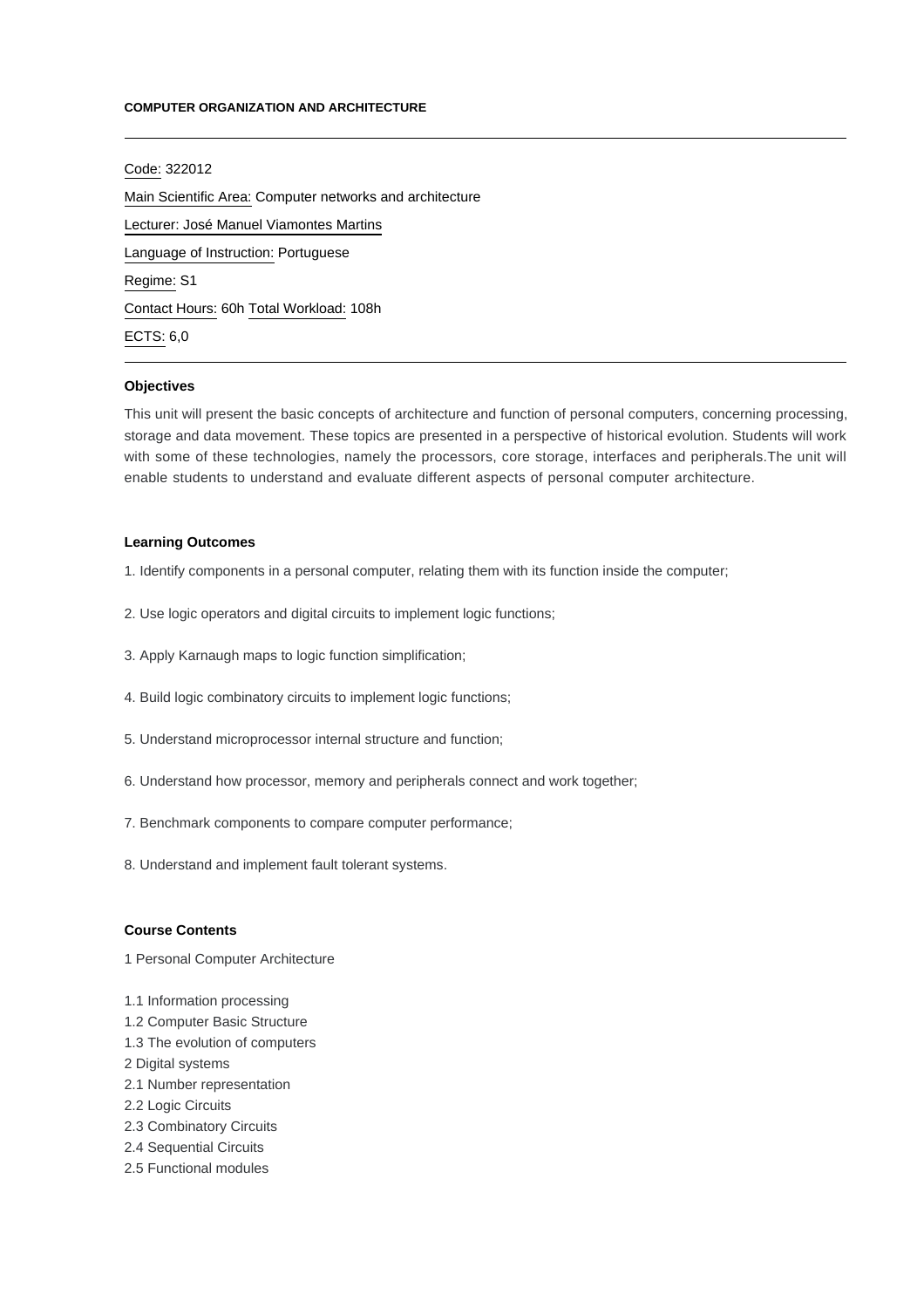# COMPUTER ORGANIZATION AND ARCHITECTURE

---

Code: 322012

Main Scientific Area: Computer networks and architecture

Lecturer: José Manuel Viamontes Martins

Language of Instruction: Portuguese

Regime: S1

Contact Hours: 60h Total Workload: 108h

ECTS: 6,0

---

### Objectives

This unit will present the basic concepts of architecture and function of personal computers, concerning processing, storage and data movement. These topics are presented in a perspective of historical evolution. Students will work with some of these technologies, namely the processors, core storage, interfaces and peripherals.The unit will enable students to understand and evaluate different aspects of personal computer architecture.

### Learning Outcomes

1. Identify components in a personal computer, relating them with its function inside the computer;

2. Use logic operators and digital circuits to implement logic functions;

3. Apply Karnaugh maps to logic function simplification;

4. Build logic combinatory circuits to implement logic functions;

5. Understand microprocessor internal structure and function;

6. Understand how processor, memory and peripherals connect and work together;

7. Benchmark components to compare computer performance;

8. Understand and implement fault tolerant systems.

### Course Contents

1 Personal Computer Architecture

1.1 Information processing
1.2 Computer Basic Structure
1.3 The evolution of computers
2 Digital systems
2.1 Number representation
2.2 Logic Circuits
2.3 Combinatory Circuits
2.4 Sequential Circuits
2.5 Functional modules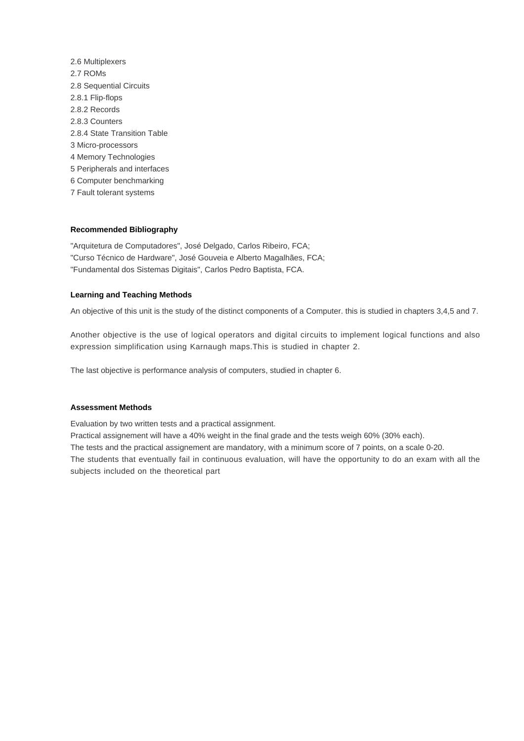2.6 Multiplexers
2.7 ROMs
2.8 Sequential Circuits
2.8.1 Flip-flops
2.8.2 Records
2.8.3 Counters
2.8.4 State Transition Table
3 Micro-processors
4 Memory Technologies
5 Peripherals and interfaces
6 Computer benchmarking
7 Fault tolerant systems

### Recommended Bibliography

"Arquitetura de Computadores", José Delgado, Carlos Ribeiro, FCA;
"Curso Técnico de Hardware", José Gouveia e Alberto Magalhães, FCA;
"Fundamental dos Sistemas Digitais", Carlos Pedro Baptista, FCA.

### Learning and Teaching Methods

An objective of this unit is the study of the distinct components of a Computer. this is studied in chapters 3,4,5 and 7.

Another objective is the use of logical operators and digital circuits to implement logical functions and also expression simplification using Karnaugh maps.This is studied in chapter 2.

The last objective is performance analysis of computers, studied in chapter 6.

### Assessment Methods

Evaluation by two written tests and a practical assignment.
Practical assignement will have a 40% weight in the final grade and the tests weigh 60% (30% each).
The tests and the practical assignement are mandatory, with a minimum score of 7 points, on a scale 0-20.
The students that eventually fail in continuous evaluation, will have the opportunity to do an exam with all the subjects included on the theoretical part